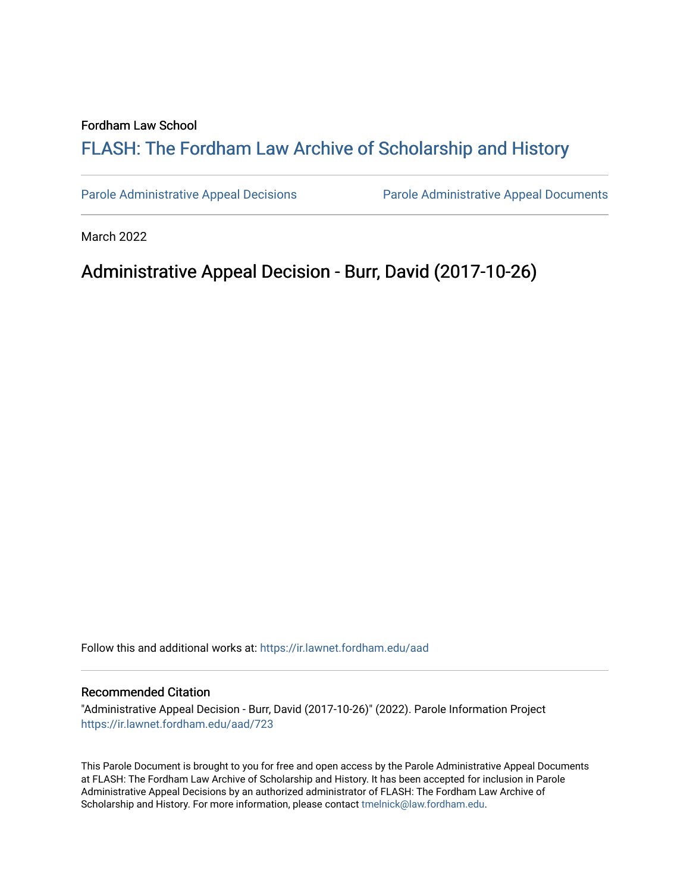Fordham Law School

# FLASH: The Fordham Law Archive of Scholarship and History

Parole Administrative Appeal Decisions | Parole Administrative Appeal Documents

March 2022

## Administrative Appeal Decision - Burr, David (2017-10-26)

Follow this and additional works at: https://ir.lawnet.fordham.edu/aad

### Recommended Citation

"Administrative Appeal Decision - Burr, David (2017-10-26)" (2022). Parole Information Project
https://ir.lawnet.fordham.edu/aad/723

This Parole Document is brought to you for free and open access by the Parole Administrative Appeal Documents at FLASH: The Fordham Law Archive of Scholarship and History. It has been accepted for inclusion in Parole Administrative Appeal Decisions by an authorized administrator of FLASH: The Fordham Law Archive of Scholarship and History. For more information, please contact tmelnick@law.fordham.edu.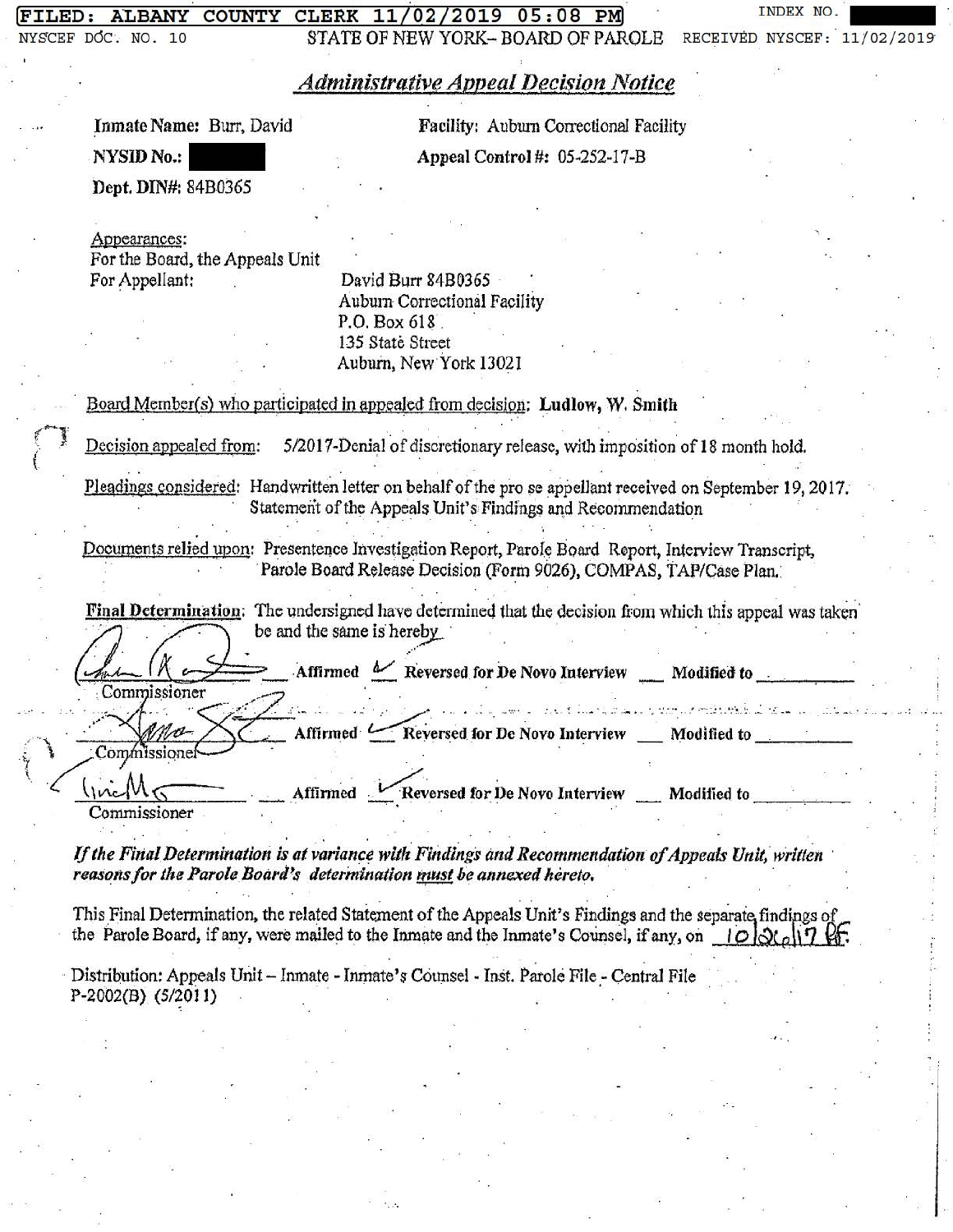FILED: ALBANY COUNTY CLERK 11/02/2019 05:08 PM INDEX NO.

NYSCEF DOC. NO. 10 STATE OF NEW YORK– BOARD OF PAROLE RECEIVED NYSCEF: 11/02/2019

## *Administrative Appeal Decision Notice*

**Inmate Name:** Burr, David

**Facility:** Auburn Correctional Facility

**NYSID No.:**

**Appeal Control #:** 05-252-17-B

**Dept. DIN#:** 84B0365

Appearances:

For the Board, the Appeals Unit

For Appellant: David Burr 84B0365
Auburn Correctional Facility
P.O. Box 618
135 State Street
Auburn, New York 13021

Board Member(s) who participated in appealed from decision: **Ludlow, W. Smith**

Decision appealed from: 5/2017-Denial of discretionary release, with imposition of 18 month hold.

Pleadings considered: Handwritten letter on behalf of the pro se appellant received on September 19, 2017. Statement of the Appeals Unit's Findings and Recommendation

Documents relied upon: Presentence Investigation Report, Parole Board Report, Interview Transcript, Parole Board Release Decision (Form 9026), COMPAS, TAP/Case Plan.

**Final Determination:** The undersigned have determined that the decision from which this appeal was taken be and the same is hereby

| | | | |
|---|---|---|---|
| Commissioner | ___ Affirmed ✓ | Reversed for De Novo Interview ___ | Modified to ______ |
| Commissioner | ___ Affirmed ✓ | Reversed for De Novo Interview ___ | Modified to ______ |
| Commissioner | ___ Affirmed ✓ | Reversed for De Novo Interview ___ | Modified to ______ |

***If the Final Determination is at variance with Findings and Recommendation of Appeals Unit, written reasons for the Parole Board's determination must be annexed hereto.***

This Final Determination, the related Statement of the Appeals Unit's Findings and the separate findings of the Parole Board, if any, were mailed to the Inmate and the Inmate's Counsel, if any, on 10/26/17 PF.

Distribution: Appeals Unit – Inmate - Inmate's Counsel - Inst. Parole File - Central File

P-2002(B) (5/2011)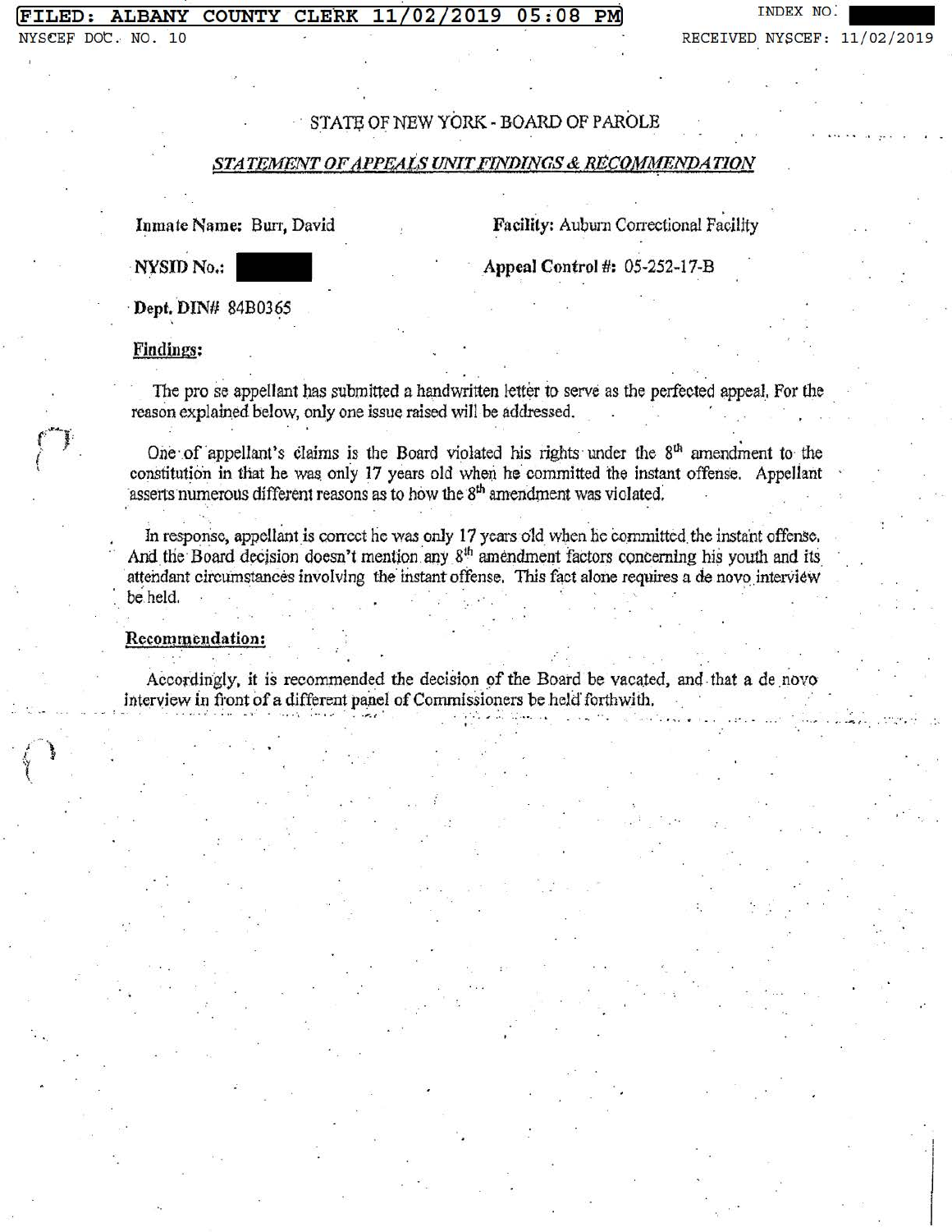STATE OF NEW YORK - BOARD OF PAROLE

## *STATEMENT OF APPEALS UNIT FINDINGS & RECOMMENDATION*

**Inmate Name:** Burr, David

**Facility:** Auburn Correctional Facility

**NYSID No.:** 

**Appeal Control #:** 05-252-17-B

**Dept. DIN#** 84B0365

**Findings:**

The pro se appellant has submitted a handwritten letter to serve as the perfected appeal. For the reason explained below, only one issue raised will be addressed.

One of appellant's claims is the Board violated his rights under the 8th amendment to the constitution in that he was only 17 years old when he committed the instant offense. Appellant asserts numerous different reasons as to how the 8th amendment was violated.

In response, appellant is correct he was only 17 years old when he committed the instant offense. And the Board decision doesn't mention any 8th amendment factors concerning his youth and its attendant circumstances involving the instant offense. This fact alone requires a de novo interview be held.

**Recommendation:**

Accordingly, it is recommended the decision of the Board be vacated, and that a de novo interview in front of a different panel of Commissioners be held forthwith.